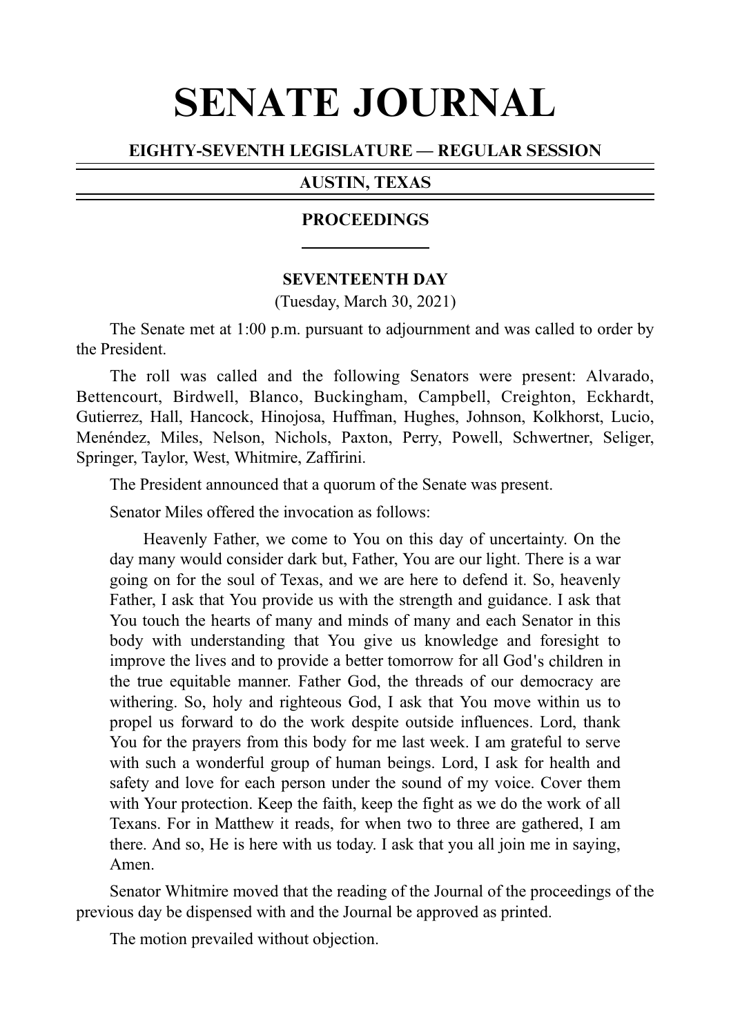# SENATE JOURNAL

**EIGHTY-SEVENTH LEGISLATURE — REGULAR SESSION**

**AUSTIN, TEXAS**

**PROCEEDINGS**

**SEVENTEENTH DAY**

(Tuesday, March 30, 2021)

The Senate met at 1:00 p.m. pursuant to adjournment and was called to order by the President.

The roll was called and the following Senators were present: Alvarado, Bettencourt, Birdwell, Blanco, Buckingham, Campbell, Creighton, Eckhardt, Gutierrez, Hall, Hancock, Hinojosa, Huffman, Hughes, Johnson, Kolkhorst, Lucio, Menéndez, Miles, Nelson, Nichols, Paxton, Perry, Powell, Schwertner, Seliger, Springer, Taylor, West, Whitmire, Zaffirini.

The President announced that a quorum of the Senate was present.

Senator Miles offered the invocation as follows:

> Heavenly Father, we come to You on this day of uncertainty. On the day many would consider dark but, Father, You are our light. There is a war going on for the soul of Texas, and we are here to defend it. So, heavenly Father, I ask that You provide us with the strength and guidance. I ask that You touch the hearts of many and minds of many and each Senator in this body with understanding that You give us knowledge and foresight to improve the lives and to provide a better tomorrow for all God's children in the true equitable manner. Father God, the threads of our democracy are withering. So, holy and righteous God, I ask that You move within us to propel us forward to do the work despite outside influences. Lord, thank You for the prayers from this body for me last week. I am grateful to serve with such a wonderful group of human beings. Lord, I ask for health and safety and love for each person under the sound of my voice. Cover them with Your protection. Keep the faith, keep the fight as we do the work of all Texans. For in Matthew it reads, for when two to three are gathered, I am there. And so, He is here with us today. I ask that you all join me in saying, Amen.

Senator Whitmire moved that the reading of the Journal of the proceedings of the previous day be dispensed with and the Journal be approved as printed.

The motion prevailed without objection.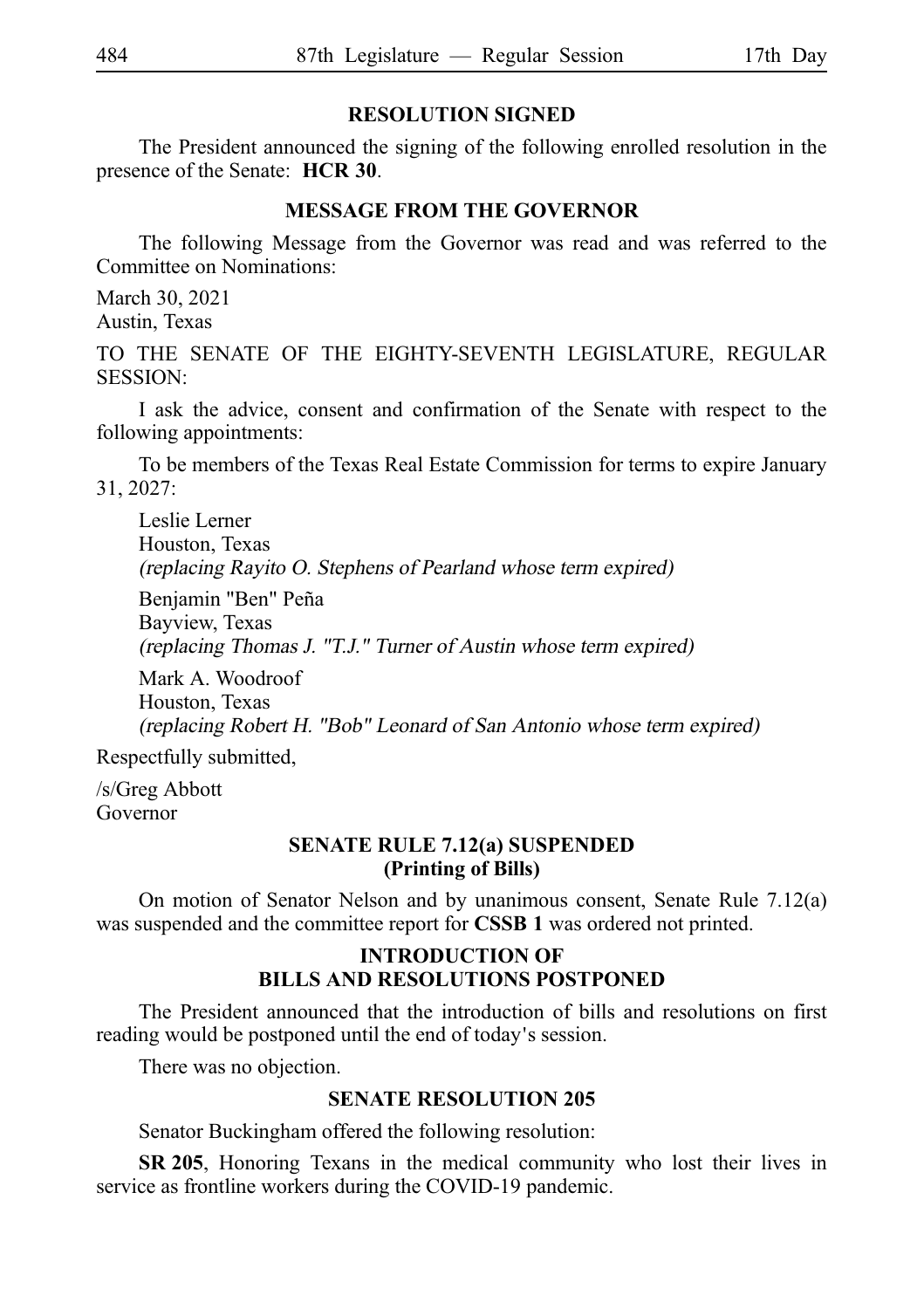### RESOLUTION SIGNED

The President announced the signing of the following enrolled resolution in the presence of the Senate: **HCR 30**.

### MESSAGE FROM THE GOVERNOR

The following Message from the Governor was read and was referred to the Committee on Nominations:

March 30, 2021
Austin, Texas

TO THE SENATE OF THE EIGHTY-SEVENTH LEGISLATURE, REGULAR SESSION:

I ask the advice, consent and confirmation of the Senate with respect to the following appointments:

To be members of the Texas Real Estate Commission for terms to expire January 31, 2027:

Leslie Lerner
Houston, Texas
*(replacing Rayito O. Stephens of Pearland whose term expired)*

Benjamin "Ben" Peña
Bayview, Texas
*(replacing Thomas J. "T.J." Turner of Austin whose term expired)*

Mark A. Woodroof
Houston, Texas
*(replacing Robert H. "Bob" Leonard of San Antonio whose term expired)*

Respectfully submitted,

/s/Greg Abbott
Governor

### SENATE RULE 7.12(a) SUSPENDED (Printing of Bills)

On motion of Senator Nelson and by unanimous consent, Senate Rule 7.12(a) was suspended and the committee report for **CSSB 1** was ordered not printed.

### INTRODUCTION OF BILLS AND RESOLUTIONS POSTPONED

The President announced that the introduction of bills and resolutions on first reading would be postponed until the end of today's session.

There was no objection.

### SENATE RESOLUTION 205

Senator Buckingham offered the following resolution:

**SR 205**, Honoring Texans in the medical community who lost their lives in service as frontline workers during the COVID-19 pandemic.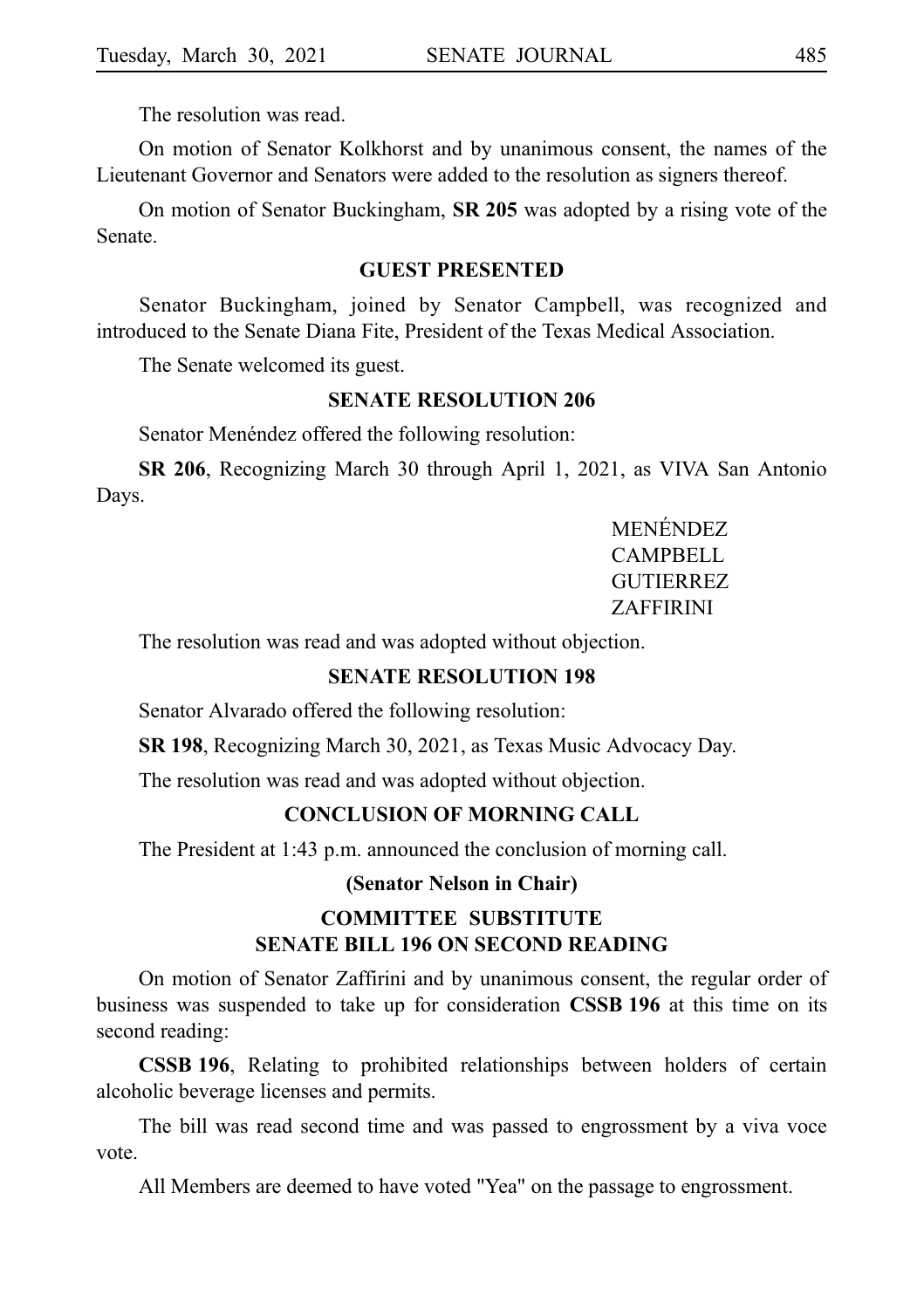The resolution was read.

On motion of Senator Kolkhorst and by unanimous consent, the names of the Lieutenant Governor and Senators were added to the resolution as signers thereof.

On motion of Senator Buckingham, **SR 205** was adopted by a rising vote of the Senate.

### GUEST PRESENTED

Senator Buckingham, joined by Senator Campbell, was recognized and introduced to the Senate Diana Fite, President of the Texas Medical Association.

The Senate welcomed its guest.

### SENATE RESOLUTION 206

Senator Menéndez offered the following resolution:

**SR 206**, Recognizing March 30 through April 1, 2021, as VIVA San Antonio Days.

MENÉNDEZ
CAMPBELL
GUTIERREZ
ZAFFIRINI

The resolution was read and was adopted without objection.

### SENATE RESOLUTION 198

Senator Alvarado offered the following resolution:

**SR 198**, Recognizing March 30, 2021, as Texas Music Advocacy Day.

The resolution was read and was adopted without objection.

### CONCLUSION OF MORNING CALL

The President at 1:43 p.m. announced the conclusion of morning call.

**(Senator Nelson in Chair)**

### COMMITTEE SUBSTITUTE SENATE BILL 196 ON SECOND READING

On motion of Senator Zaffirini and by unanimous consent, the regular order of business was suspended to take up for consideration **CSSB 196** at this time on its second reading:

**CSSB 196**, Relating to prohibited relationships between holders of certain alcoholic beverage licenses and permits.

The bill was read second time and was passed to engrossment by a viva voce vote.

All Members are deemed to have voted "Yea" on the passage to engrossment.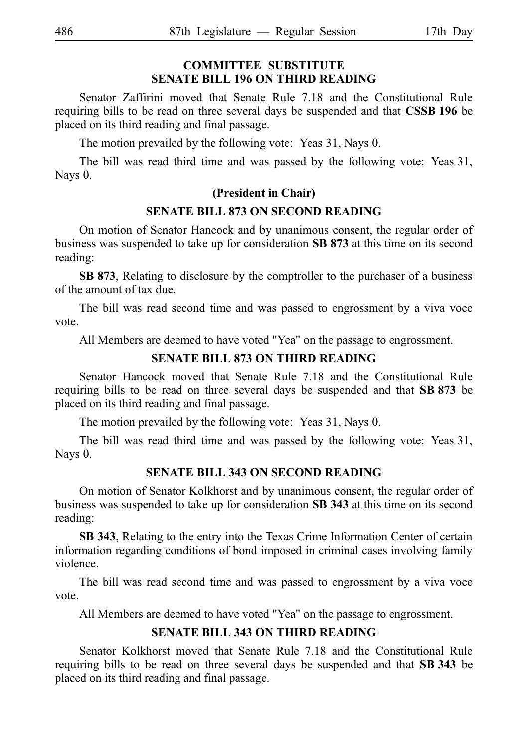## COMMITTEE SUBSTITUTE SENATE BILL 196 ON THIRD READING

Senator Zaffirini moved that Senate Rule 7.18 and the Constitutional Rule requiring bills to be read on three several days be suspended and that **CSSB 196** be placed on its third reading and final passage.

The motion prevailed by the following vote: Yeas 31, Nays 0.

The bill was read third time and was passed by the following vote: Yeas 31, Nays 0.

### (President in Chair)

## SENATE BILL 873 ON SECOND READING

On motion of Senator Hancock and by unanimous consent, the regular order of business was suspended to take up for consideration **SB 873** at this time on its second reading:

**SB 873**, Relating to disclosure by the comptroller to the purchaser of a business of the amount of tax due.

The bill was read second time and was passed to engrossment by a viva voce vote.

All Members are deemed to have voted "Yea" on the passage to engrossment.

## SENATE BILL 873 ON THIRD READING

Senator Hancock moved that Senate Rule 7.18 and the Constitutional Rule requiring bills to be read on three several days be suspended and that **SB 873** be placed on its third reading and final passage.

The motion prevailed by the following vote: Yeas 31, Nays 0.

The bill was read third time and was passed by the following vote: Yeas 31, Nays 0.

## SENATE BILL 343 ON SECOND READING

On motion of Senator Kolkhorst and by unanimous consent, the regular order of business was suspended to take up for consideration **SB 343** at this time on its second reading:

**SB 343**, Relating to the entry into the Texas Crime Information Center of certain information regarding conditions of bond imposed in criminal cases involving family violence.

The bill was read second time and was passed to engrossment by a viva voce vote.

All Members are deemed to have voted "Yea" on the passage to engrossment.

## SENATE BILL 343 ON THIRD READING

Senator Kolkhorst moved that Senate Rule 7.18 and the Constitutional Rule requiring bills to be read on three several days be suspended and that **SB 343** be placed on its third reading and final passage.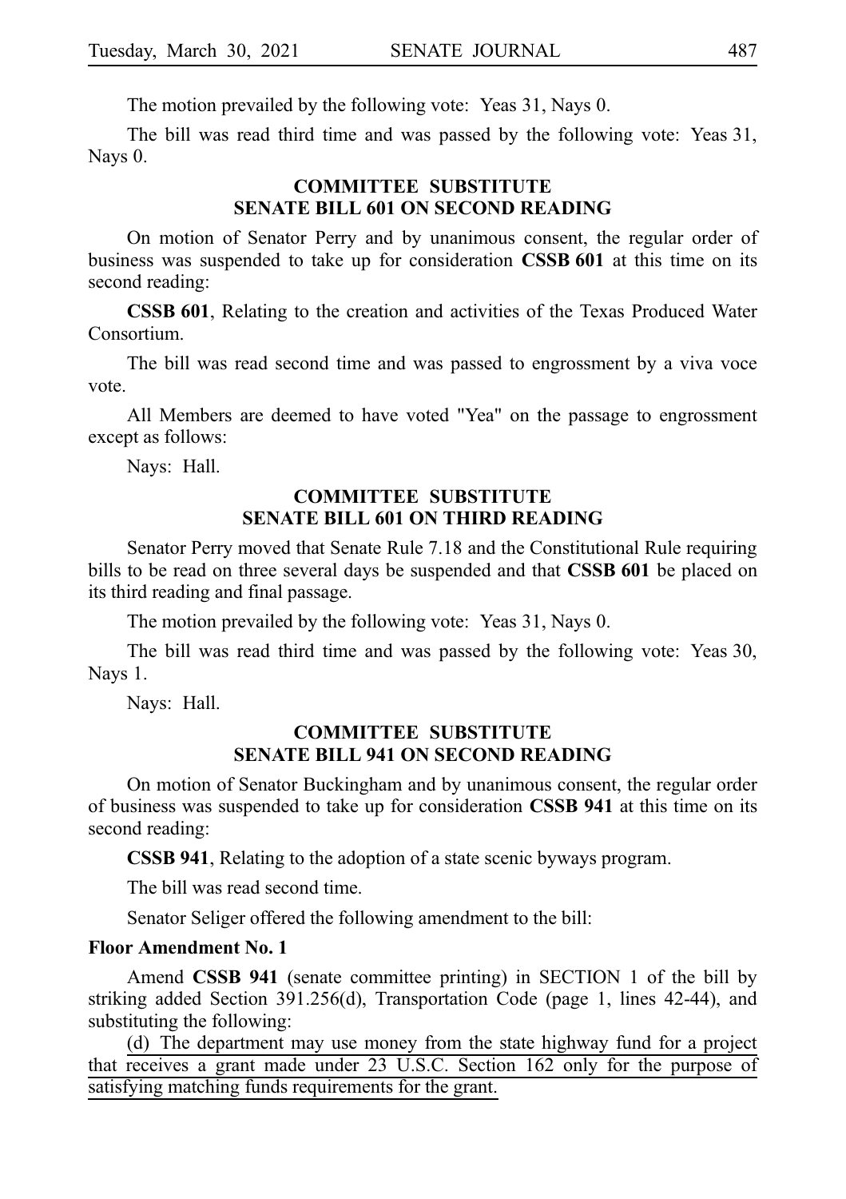The motion prevailed by the following vote: Yeas 31, Nays 0.

The bill was read third time and was passed by the following vote: Yeas 31, Nays 0.

### COMMITTEE SUBSTITUTE SENATE BILL 601 ON SECOND READING

On motion of Senator Perry and by unanimous consent, the regular order of business was suspended to take up for consideration **CSSB 601** at this time on its second reading:

**CSSB 601**, Relating to the creation and activities of the Texas Produced Water Consortium.

The bill was read second time and was passed to engrossment by a viva voce vote.

All Members are deemed to have voted "Yea" on the passage to engrossment except as follows:

Nays: Hall.

### COMMITTEE SUBSTITUTE SENATE BILL 601 ON THIRD READING

Senator Perry moved that Senate Rule 7.18 and the Constitutional Rule requiring bills to be read on three several days be suspended and that **CSSB 601** be placed on its third reading and final passage.

The motion prevailed by the following vote: Yeas 31, Nays 0.

The bill was read third time and was passed by the following vote: Yeas 30, Nays 1.

Nays: Hall.

### COMMITTEE SUBSTITUTE SENATE BILL 941 ON SECOND READING

On motion of Senator Buckingham and by unanimous consent, the regular order of business was suspended to take up for consideration **CSSB 941** at this time on its second reading:

**CSSB 941**, Relating to the adoption of a state scenic byways program.

The bill was read second time.

Senator Seliger offered the following amendment to the bill:

**Floor Amendment No. 1**

Amend **CSSB 941** (senate committee printing) in SECTION 1 of the bill by striking added Section 391.256(d), Transportation Code (page 1, lines 42-44), and substituting the following:

(d) The department may use money from the state highway fund for a project that receives a grant made under 23 U.S.C. Section 162 only for the purpose of satisfying matching funds requirements for the grant.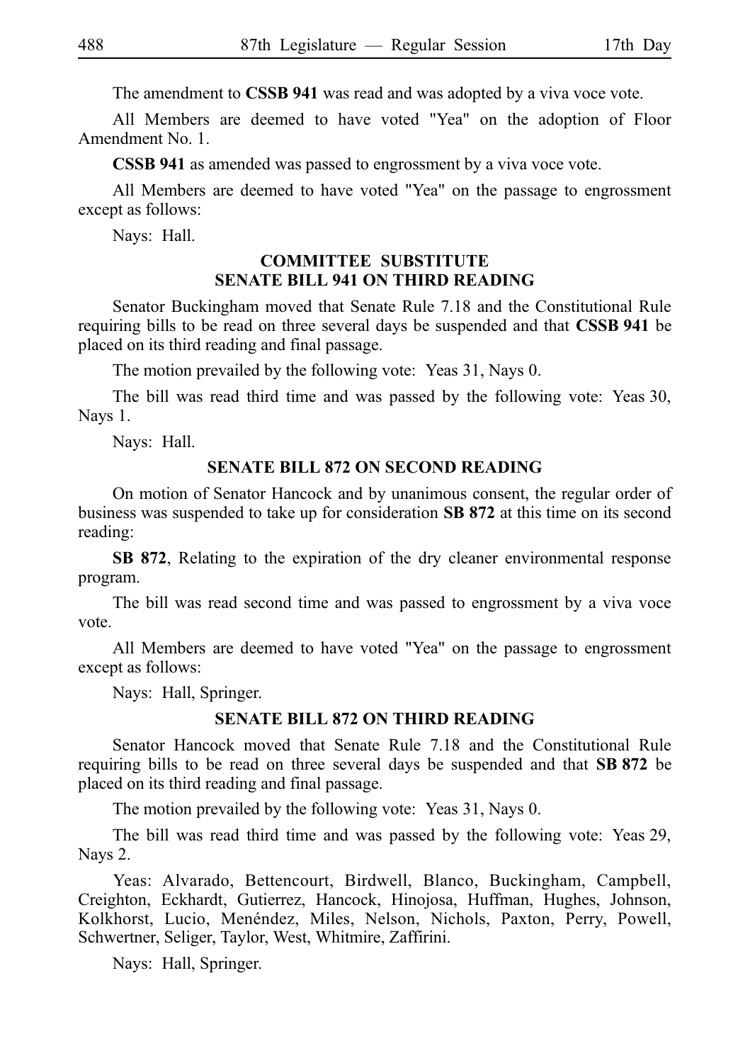The amendment to **CSSB 941** was read and was adopted by a viva voce vote.

All Members are deemed to have voted "Yea" on the adoption of Floor Amendment No. 1.

**CSSB 941** as amended was passed to engrossment by a viva voce vote.

All Members are deemed to have voted "Yea" on the passage to engrossment except as follows:

Nays: Hall.

## COMMITTEE SUBSTITUTE SENATE BILL 941 ON THIRD READING

Senator Buckingham moved that Senate Rule 7.18 and the Constitutional Rule requiring bills to be read on three several days be suspended and that **CSSB 941** be placed on its third reading and final passage.

The motion prevailed by the following vote: Yeas 31, Nays 0.

The bill was read third time and was passed by the following vote: Yeas 30, Nays 1.

Nays: Hall.

## SENATE BILL 872 ON SECOND READING

On motion of Senator Hancock and by unanimous consent, the regular order of business was suspended to take up for consideration **SB 872** at this time on its second reading:

**SB 872**, Relating to the expiration of the dry cleaner environmental response program.

The bill was read second time and was passed to engrossment by a viva voce vote.

All Members are deemed to have voted "Yea" on the passage to engrossment except as follows:

Nays: Hall, Springer.

## SENATE BILL 872 ON THIRD READING

Senator Hancock moved that Senate Rule 7.18 and the Constitutional Rule requiring bills to be read on three several days be suspended and that **SB 872** be placed on its third reading and final passage.

The motion prevailed by the following vote: Yeas 31, Nays 0.

The bill was read third time and was passed by the following vote: Yeas 29, Nays 2.

Yeas: Alvarado, Bettencourt, Birdwell, Blanco, Buckingham, Campbell, Creighton, Eckhardt, Gutierrez, Hancock, Hinojosa, Huffman, Hughes, Johnson, Kolkhorst, Lucio, Menéndez, Miles, Nelson, Nichols, Paxton, Perry, Powell, Schwertner, Seliger, Taylor, West, Whitmire, Zaffirini.

Nays: Hall, Springer.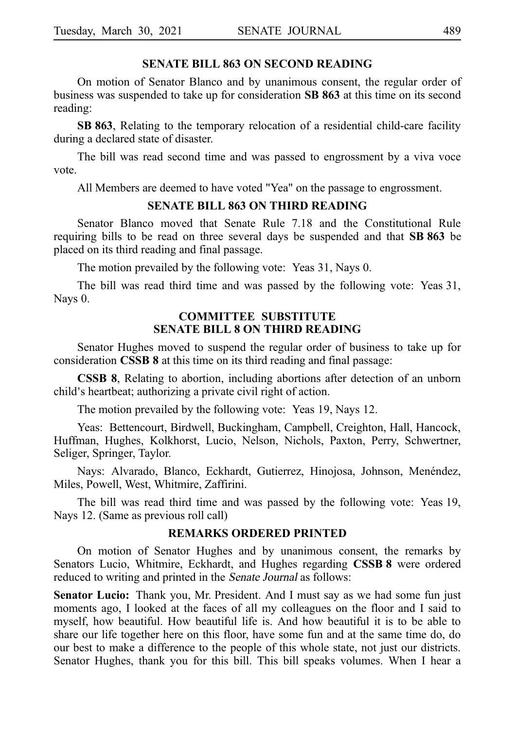### SENATE BILL 863 ON SECOND READING

On motion of Senator Blanco and by unanimous consent, the regular order of business was suspended to take up for consideration **SB 863** at this time on its second reading:

**SB 863**, Relating to the temporary relocation of a residential child-care facility during a declared state of disaster.

The bill was read second time and was passed to engrossment by a viva voce vote.

All Members are deemed to have voted "Yea" on the passage to engrossment.

### SENATE BILL 863 ON THIRD READING

Senator Blanco moved that Senate Rule 7.18 and the Constitutional Rule requiring bills to be read on three several days be suspended and that **SB 863** be placed on its third reading and final passage.

The motion prevailed by the following vote: Yeas 31, Nays 0.

The bill was read third time and was passed by the following vote: Yeas 31, Nays 0.

### COMMITTEE SUBSTITUTE SENATE BILL 8 ON THIRD READING

Senator Hughes moved to suspend the regular order of business to take up for consideration **CSSB 8** at this time on its third reading and final passage:

**CSSB 8**, Relating to abortion, including abortions after detection of an unborn child's heartbeat; authorizing a private civil right of action.

The motion prevailed by the following vote: Yeas 19, Nays 12.

Yeas: Bettencourt, Birdwell, Buckingham, Campbell, Creighton, Hall, Hancock, Huffman, Hughes, Kolkhorst, Lucio, Nelson, Nichols, Paxton, Perry, Schwertner, Seliger, Springer, Taylor.

Nays: Alvarado, Blanco, Eckhardt, Gutierrez, Hinojosa, Johnson, Menéndez, Miles, Powell, West, Whitmire, Zaffirini.

The bill was read third time and was passed by the following vote: Yeas 19, Nays 12. (Same as previous roll call)

### REMARKS ORDERED PRINTED

On motion of Senator Hughes and by unanimous consent, the remarks by Senators Lucio, Whitmire, Eckhardt, and Hughes regarding **CSSB 8** were ordered reduced to writing and printed in the *Senate Journal* as follows:

**Senator Lucio:** Thank you, Mr. President. And I must say as we had some fun just moments ago, I looked at the faces of all my colleagues on the floor and I said to myself, how beautiful. How beautiful life is. And how beautiful it is to be able to share our life together here on this floor, have some fun and at the same time do, do our best to make a difference to the people of this whole state, not just our districts. Senator Hughes, thank you for this bill. This bill speaks volumes. When I hear a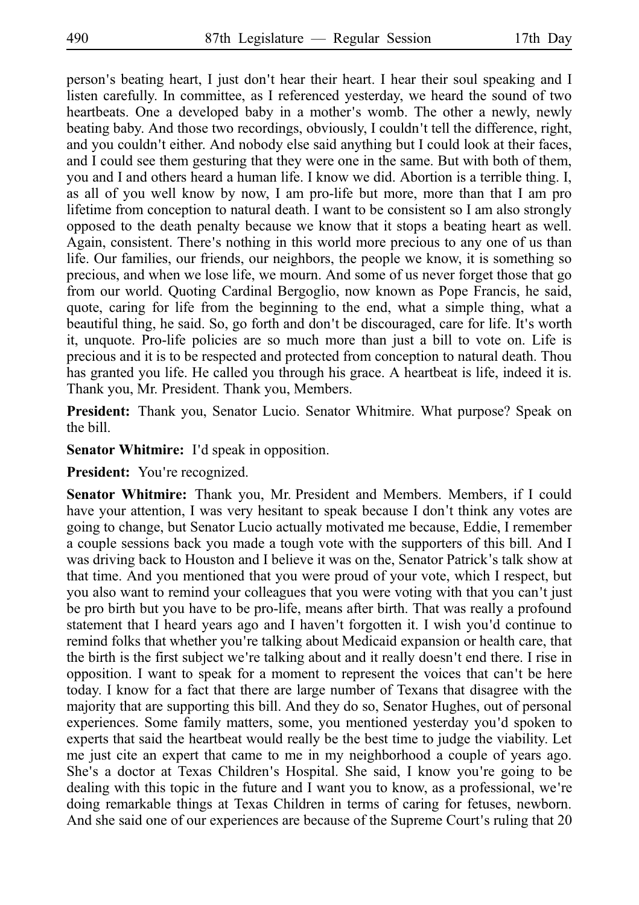person's beating heart, I just don't hear their heart. I hear their soul speaking and I listen carefully. In committee, as I referenced yesterday, we heard the sound of two heartbeats. One a developed baby in a mother's womb. The other a newly, newly beating baby. And those two recordings, obviously, I couldn't tell the difference, right, and you couldn't either. And nobody else said anything but I could look at their faces, and I could see them gesturing that they were one in the same. But with both of them, you and I and others heard a human life. I know we did. Abortion is a terrible thing. I, as all of you well know by now, I am pro-life but more, more than that I am pro lifetime from conception to natural death. I want to be consistent so I am also strongly opposed to the death penalty because we know that it stops a beating heart as well. Again, consistent. There's nothing in this world more precious to any one of us than life. Our families, our friends, our neighbors, the people we know, it is something so precious, and when we lose life, we mourn. And some of us never forget those that go from our world. Quoting Cardinal Bergoglio, now known as Pope Francis, he said, quote, caring for life from the beginning to the end, what a simple thing, what a beautiful thing, he said. So, go forth and don't be discouraged, care for life. It's worth it, unquote. Pro-life policies are so much more than just a bill to vote on. Life is precious and it is to be respected and protected from conception to natural death. Thou has granted you life. He called you through his grace. A heartbeat is life, indeed it is. Thank you, Mr. President. Thank you, Members.

**President:** Thank you, Senator Lucio. Senator Whitmire. What purpose? Speak on the bill.

**Senator Whitmire:** I'd speak in opposition.

**President:** You're recognized.

**Senator Whitmire:** Thank you, Mr. President and Members. Members, if I could have your attention, I was very hesitant to speak because I don't think any votes are going to change, but Senator Lucio actually motivated me because, Eddie, I remember a couple sessions back you made a tough vote with the supporters of this bill. And I was driving back to Houston and I believe it was on the, Senator Patrick's talk show at that time. And you mentioned that you were proud of your vote, which I respect, but you also want to remind your colleagues that you were voting with that you can't just be pro birth but you have to be pro-life, means after birth. That was really a profound statement that I heard years ago and I haven't forgotten it. I wish you'd continue to remind folks that whether you're talking about Medicaid expansion or health care, that the birth is the first subject we're talking about and it really doesn't end there. I rise in opposition. I want to speak for a moment to represent the voices that can't be here today. I know for a fact that there are large number of Texans that disagree with the majority that are supporting this bill. And they do so, Senator Hughes, out of personal experiences. Some family matters, some, you mentioned yesterday you'd spoken to experts that said the heartbeat would really be the best time to judge the viability. Let me just cite an expert that came to me in my neighborhood a couple of years ago. She's a doctor at Texas Children's Hospital. She said, I know you're going to be dealing with this topic in the future and I want you to know, as a professional, we're doing remarkable things at Texas Children in terms of caring for fetuses, newborn. And she said one of our experiences are because of the Supreme Court's ruling that 20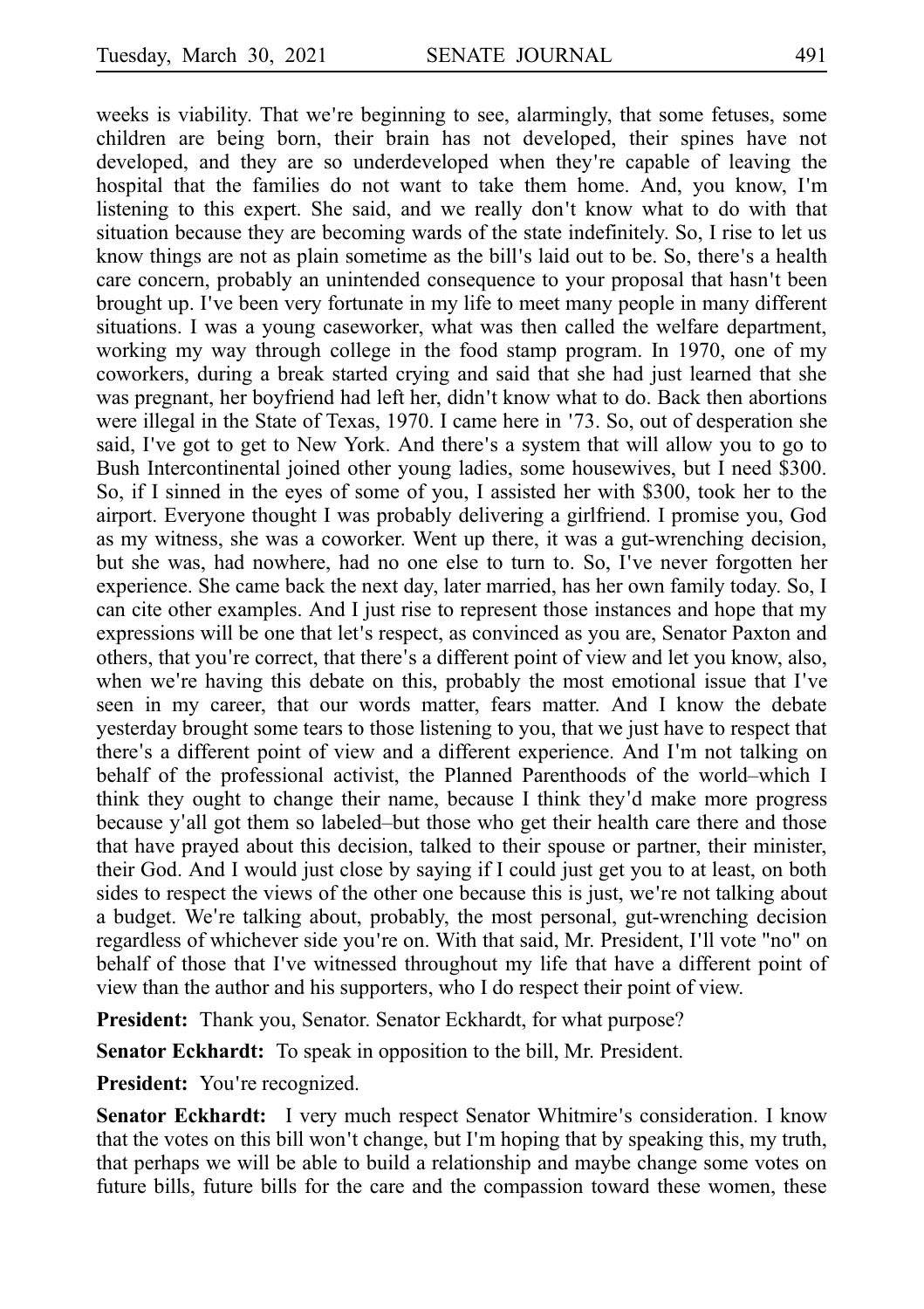weeks is viability. That we're beginning to see, alarmingly, that some fetuses, some children are being born, their brain has not developed, their spines have not developed, and they are so underdeveloped when they're capable of leaving the hospital that the families do not want to take them home. And, you know, I'm listening to this expert. She said, and we really don't know what to do with that situation because they are becoming wards of the state indefinitely. So, I rise to let us know things are not as plain sometime as the bill's laid out to be. So, there's a health care concern, probably an unintended consequence to your proposal that hasn't been brought up. I've been very fortunate in my life to meet many people in many different situations. I was a young caseworker, what was then called the welfare department, working my way through college in the food stamp program. In 1970, one of my coworkers, during a break started crying and said that she had just learned that she was pregnant, her boyfriend had left her, didn't know what to do. Back then abortions were illegal in the State of Texas, 1970. I came here in '73. So, out of desperation she said, I've got to get to New York. And there's a system that will allow you to go to Bush Intercontinental joined other young ladies, some housewives, but I need $300. So, if I sinned in the eyes of some of you, I assisted her with $300, took her to the airport. Everyone thought I was probably delivering a girlfriend. I promise you, God as my witness, she was a coworker. Went up there, it was a gut-wrenching decision, but she was, had nowhere, had no one else to turn to. So, I've never forgotten her experience. She came back the next day, later married, has her own family today. So, I can cite other examples. And I just rise to represent those instances and hope that my expressions will be one that let's respect, as convinced as you are, Senator Paxton and others, that you're correct, that there's a different point of view and let you know, also, when we're having this debate on this, probably the most emotional issue that I've seen in my career, that our words matter, fears matter. And I know the debate yesterday brought some tears to those listening to you, that we just have to respect that there's a different point of view and a different experience. And I'm not talking on behalf of the professional activist, the Planned Parenthoods of the world–which I think they ought to change their name, because I think they'd make more progress because y'all got them so labeled–but those who get their health care there and those that have prayed about this decision, talked to their spouse or partner, their minister, their God. And I would just close by saying if I could just get you to at least, on both sides to respect the views of the other one because this is just, we're not talking about a budget. We're talking about, probably, the most personal, gut-wrenching decision regardless of whichever side you're on. With that said, Mr. President, I'll vote "no" on behalf of those that I've witnessed throughout my life that have a different point of view than the author and his supporters, who I do respect their point of view.

**President:** Thank you, Senator. Senator Eckhardt, for what purpose?

**Senator Eckhardt:** To speak in opposition to the bill, Mr. President.

**President:** You're recognized.

**Senator Eckhardt:** I very much respect Senator Whitmire's consideration. I know that the votes on this bill won't change, but I'm hoping that by speaking this, my truth, that perhaps we will be able to build a relationship and maybe change some votes on future bills, future bills for the care and the compassion toward these women, these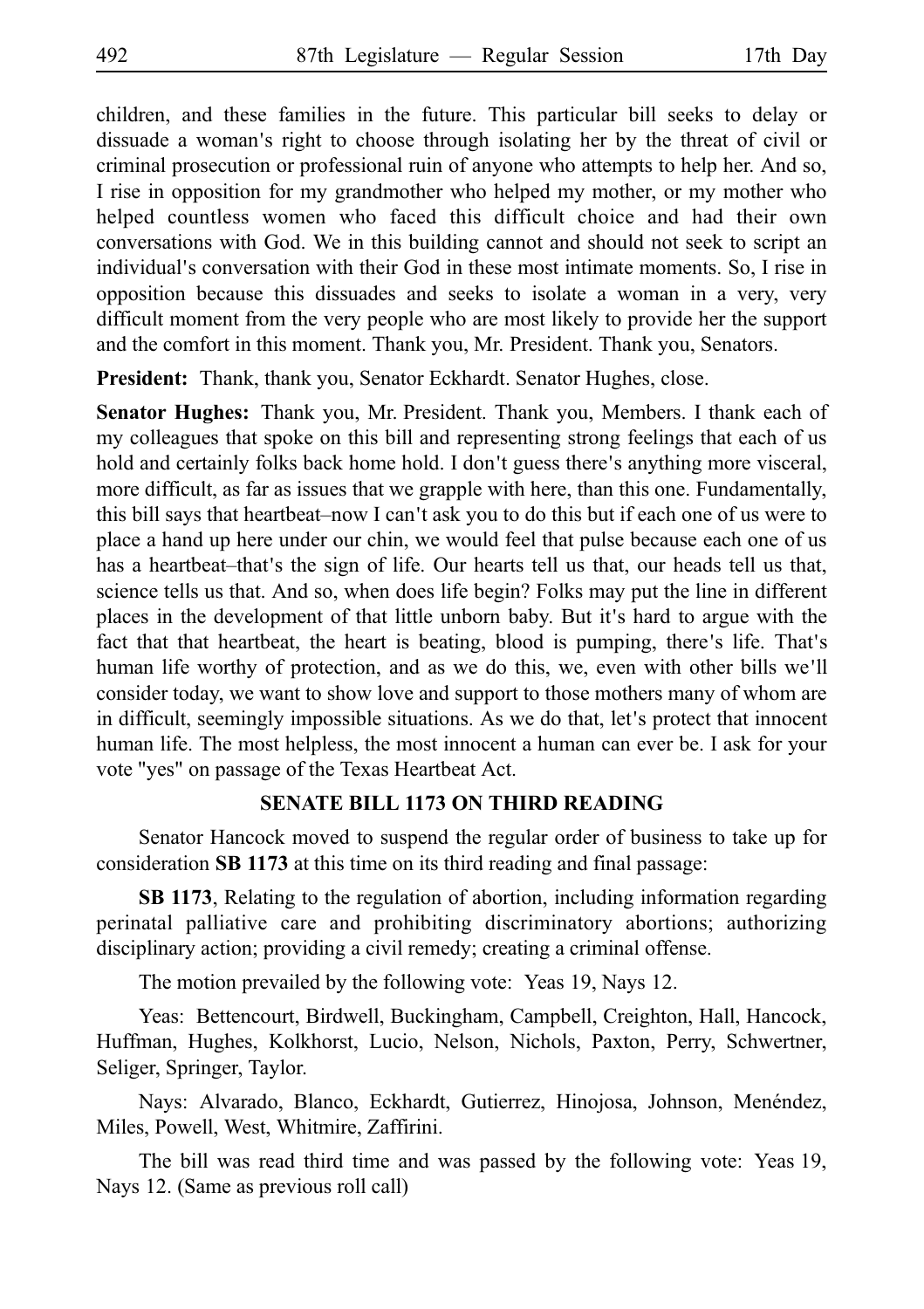children, and these families in the future. This particular bill seeks to delay or dissuade a woman's right to choose through isolating her by the threat of civil or criminal prosecution or professional ruin of anyone who attempts to help her. And so, I rise in opposition for my grandmother who helped my mother, or my mother who helped countless women who faced this difficult choice and had their own conversations with God. We in this building cannot and should not seek to script an individual's conversation with their God in these most intimate moments. So, I rise in opposition because this dissuades and seeks to isolate a woman in a very, very difficult moment from the very people who are most likely to provide her the support and the comfort in this moment. Thank you, Mr. President. Thank you, Senators.

**President:** Thank, thank you, Senator Eckhardt. Senator Hughes, close.

**Senator Hughes:** Thank you, Mr. President. Thank you, Members. I thank each of my colleagues that spoke on this bill and representing strong feelings that each of us hold and certainly folks back home hold. I don't guess there's anything more visceral, more difficult, as far as issues that we grapple with here, than this one. Fundamentally, this bill says that heartbeat–now I can't ask you to do this but if each one of us were to place a hand up here under our chin, we would feel that pulse because each one of us has a heartbeat–that's the sign of life. Our hearts tell us that, our heads tell us that, science tells us that. And so, when does life begin? Folks may put the line in different places in the development of that little unborn baby. But it's hard to argue with the fact that that heartbeat, the heart is beating, blood is pumping, there's life. That's human life worthy of protection, and as we do this, we, even with other bills we'll consider today, we want to show love and support to those mothers many of whom are in difficult, seemingly impossible situations. As we do that, let's protect that innocent human life. The most helpless, the most innocent a human can ever be. I ask for your vote "yes" on passage of the Texas Heartbeat Act.

## SENATE BILL 1173 ON THIRD READING

Senator Hancock moved to suspend the regular order of business to take up for consideration **SB 1173** at this time on its third reading and final passage:

**SB 1173**, Relating to the regulation of abortion, including information regarding perinatal palliative care and prohibiting discriminatory abortions; authorizing disciplinary action; providing a civil remedy; creating a criminal offense.

The motion prevailed by the following vote: Yeas 19, Nays 12.

Yeas: Bettencourt, Birdwell, Buckingham, Campbell, Creighton, Hall, Hancock, Huffman, Hughes, Kolkhorst, Lucio, Nelson, Nichols, Paxton, Perry, Schwertner, Seliger, Springer, Taylor.

Nays: Alvarado, Blanco, Eckhardt, Gutierrez, Hinojosa, Johnson, Menéndez, Miles, Powell, West, Whitmire, Zaffirini.

The bill was read third time and was passed by the following vote: Yeas 19, Nays 12. (Same as previous roll call)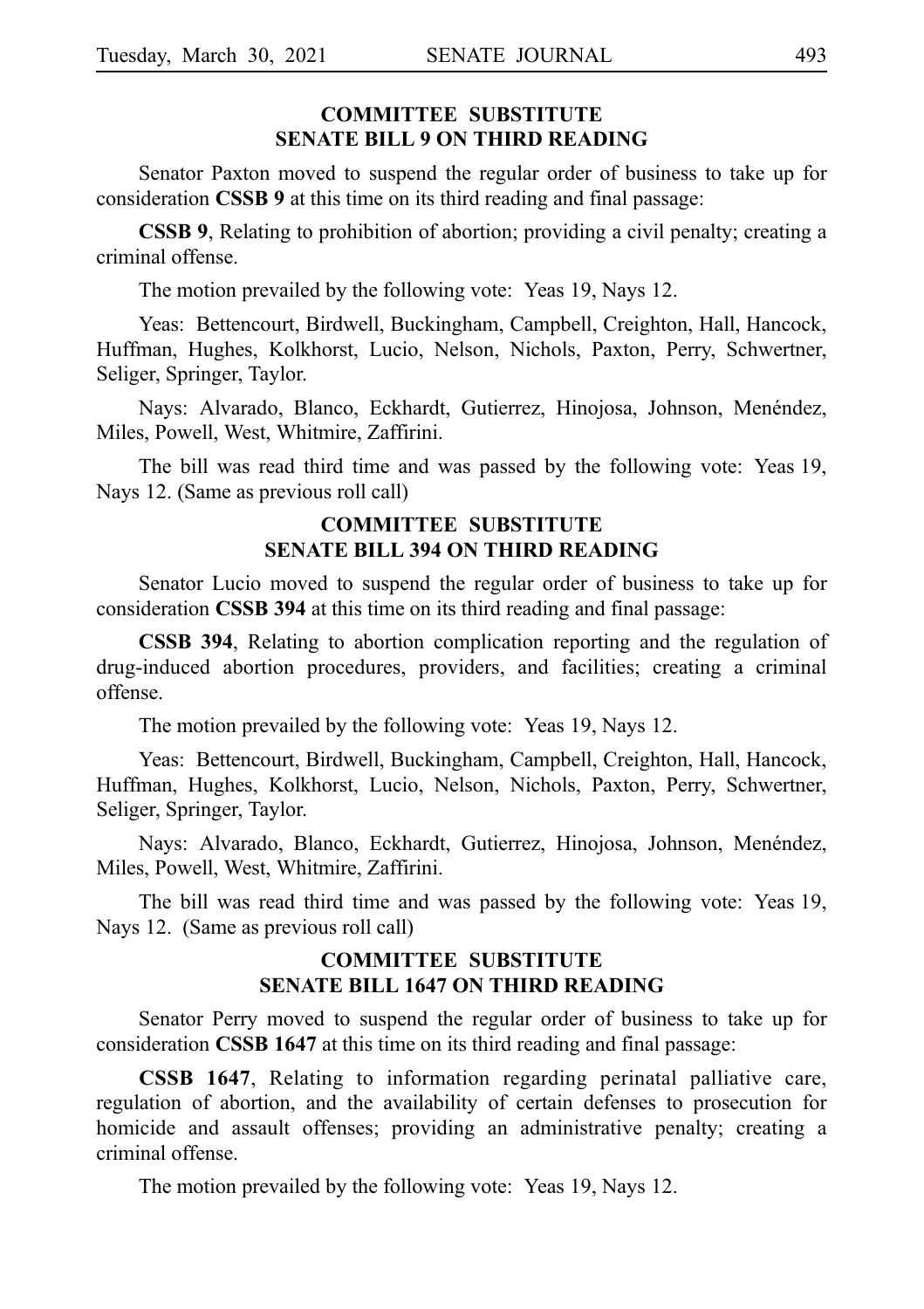## COMMITTEE SUBSTITUTE SENATE BILL 9 ON THIRD READING

Senator Paxton moved to suspend the regular order of business to take up for consideration **CSSB 9** at this time on its third reading and final passage:

**CSSB 9**, Relating to prohibition of abortion; providing a civil penalty; creating a criminal offense.

The motion prevailed by the following vote: Yeas 19, Nays 12.

Yeas: Bettencourt, Birdwell, Buckingham, Campbell, Creighton, Hall, Hancock, Huffman, Hughes, Kolkhorst, Lucio, Nelson, Nichols, Paxton, Perry, Schwertner, Seliger, Springer, Taylor.

Nays: Alvarado, Blanco, Eckhardt, Gutierrez, Hinojosa, Johnson, Menéndez, Miles, Powell, West, Whitmire, Zaffirini.

The bill was read third time and was passed by the following vote: Yeas 19, Nays 12. (Same as previous roll call)

## COMMITTEE SUBSTITUTE SENATE BILL 394 ON THIRD READING

Senator Lucio moved to suspend the regular order of business to take up for consideration **CSSB 394** at this time on its third reading and final passage:

**CSSB 394**, Relating to abortion complication reporting and the regulation of drug-induced abortion procedures, providers, and facilities; creating a criminal offense.

The motion prevailed by the following vote: Yeas 19, Nays 12.

Yeas: Bettencourt, Birdwell, Buckingham, Campbell, Creighton, Hall, Hancock, Huffman, Hughes, Kolkhorst, Lucio, Nelson, Nichols, Paxton, Perry, Schwertner, Seliger, Springer, Taylor.

Nays: Alvarado, Blanco, Eckhardt, Gutierrez, Hinojosa, Johnson, Menéndez, Miles, Powell, West, Whitmire, Zaffirini.

The bill was read third time and was passed by the following vote: Yeas 19, Nays 12. (Same as previous roll call)

## COMMITTEE SUBSTITUTE SENATE BILL 1647 ON THIRD READING

Senator Perry moved to suspend the regular order of business to take up for consideration **CSSB 1647** at this time on its third reading and final passage:

**CSSB 1647**, Relating to information regarding perinatal palliative care, regulation of abortion, and the availability of certain defenses to prosecution for homicide and assault offenses; providing an administrative penalty; creating a criminal offense.

The motion prevailed by the following vote: Yeas 19, Nays 12.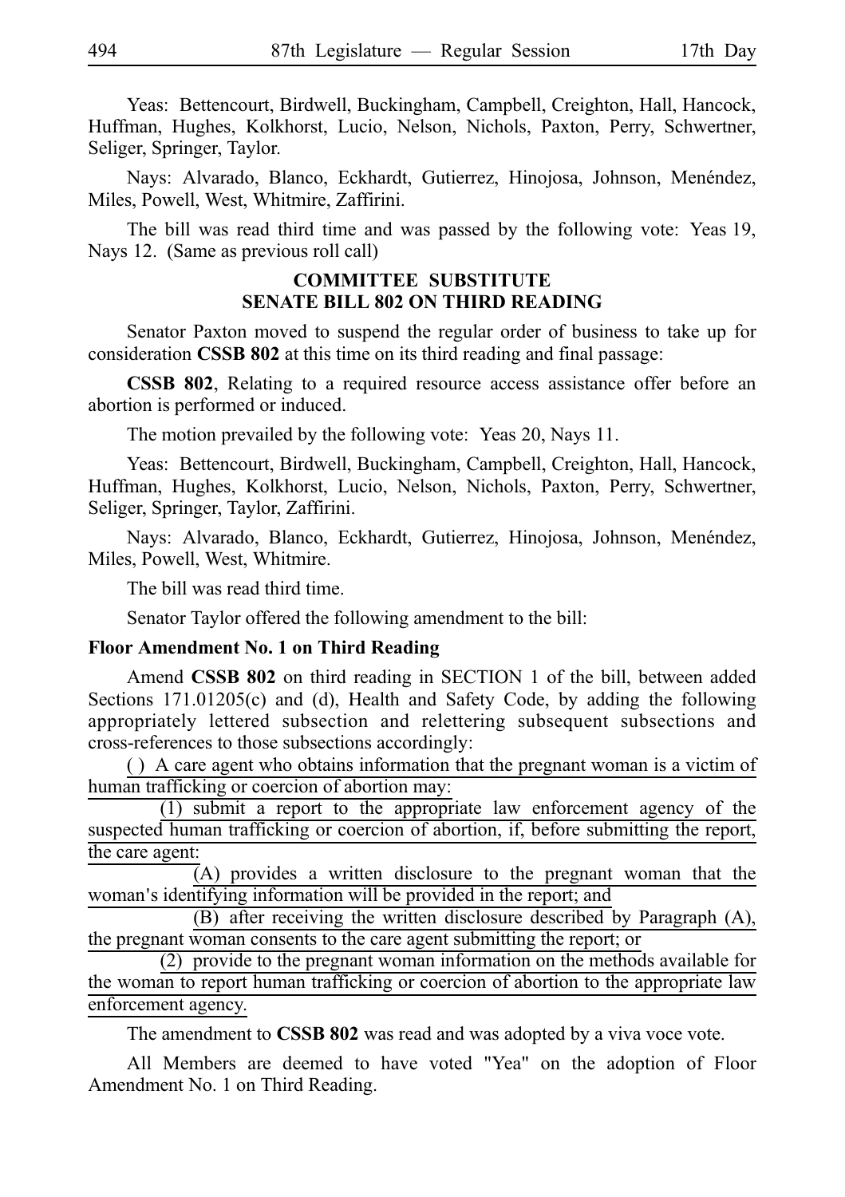Yeas: Bettencourt, Birdwell, Buckingham, Campbell, Creighton, Hall, Hancock, Huffman, Hughes, Kolkhorst, Lucio, Nelson, Nichols, Paxton, Perry, Schwertner, Seliger, Springer, Taylor.

Nays: Alvarado, Blanco, Eckhardt, Gutierrez, Hinojosa, Johnson, Menéndez, Miles, Powell, West, Whitmire, Zaffirini.

The bill was read third time and was passed by the following vote: Yeas 19, Nays 12. (Same as previous roll call)

### COMMITTEE SUBSTITUTE SENATE BILL 802 ON THIRD READING

Senator Paxton moved to suspend the regular order of business to take up for consideration **CSSB 802** at this time on its third reading and final passage:

**CSSB 802**, Relating to a required resource access assistance offer before an abortion is performed or induced.

The motion prevailed by the following vote: Yeas 20, Nays 11.

Yeas: Bettencourt, Birdwell, Buckingham, Campbell, Creighton, Hall, Hancock, Huffman, Hughes, Kolkhorst, Lucio, Nelson, Nichols, Paxton, Perry, Schwertner, Seliger, Springer, Taylor, Zaffirini.

Nays: Alvarado, Blanco, Eckhardt, Gutierrez, Hinojosa, Johnson, Menéndez, Miles, Powell, West, Whitmire.

The bill was read third time.

Senator Taylor offered the following amendment to the bill:

**Floor Amendment No. 1 on Third Reading**

Amend **CSSB 802** on third reading in SECTION 1 of the bill, between added Sections 171.01205(c) and (d), Health and Safety Code, by adding the following appropriately lettered subsection and relettering subsequent subsections and cross-references to those subsections accordingly:

( ) A care agent who obtains information that the pregnant woman is a victim of human trafficking or coercion of abortion may:

(1) submit a report to the appropriate law enforcement agency of the suspected human trafficking or coercion of abortion, if, before submitting the report, the care agent:

(A) provides a written disclosure to the pregnant woman that the woman's identifying information will be provided in the report; and

(B) after receiving the written disclosure described by Paragraph (A), the pregnant woman consents to the care agent submitting the report; or

(2) provide to the pregnant woman information on the methods available for the woman to report human trafficking or coercion of abortion to the appropriate law enforcement agency.

The amendment to **CSSB 802** was read and was adopted by a viva voce vote.

All Members are deemed to have voted "Yea" on the adoption of Floor Amendment No. 1 on Third Reading.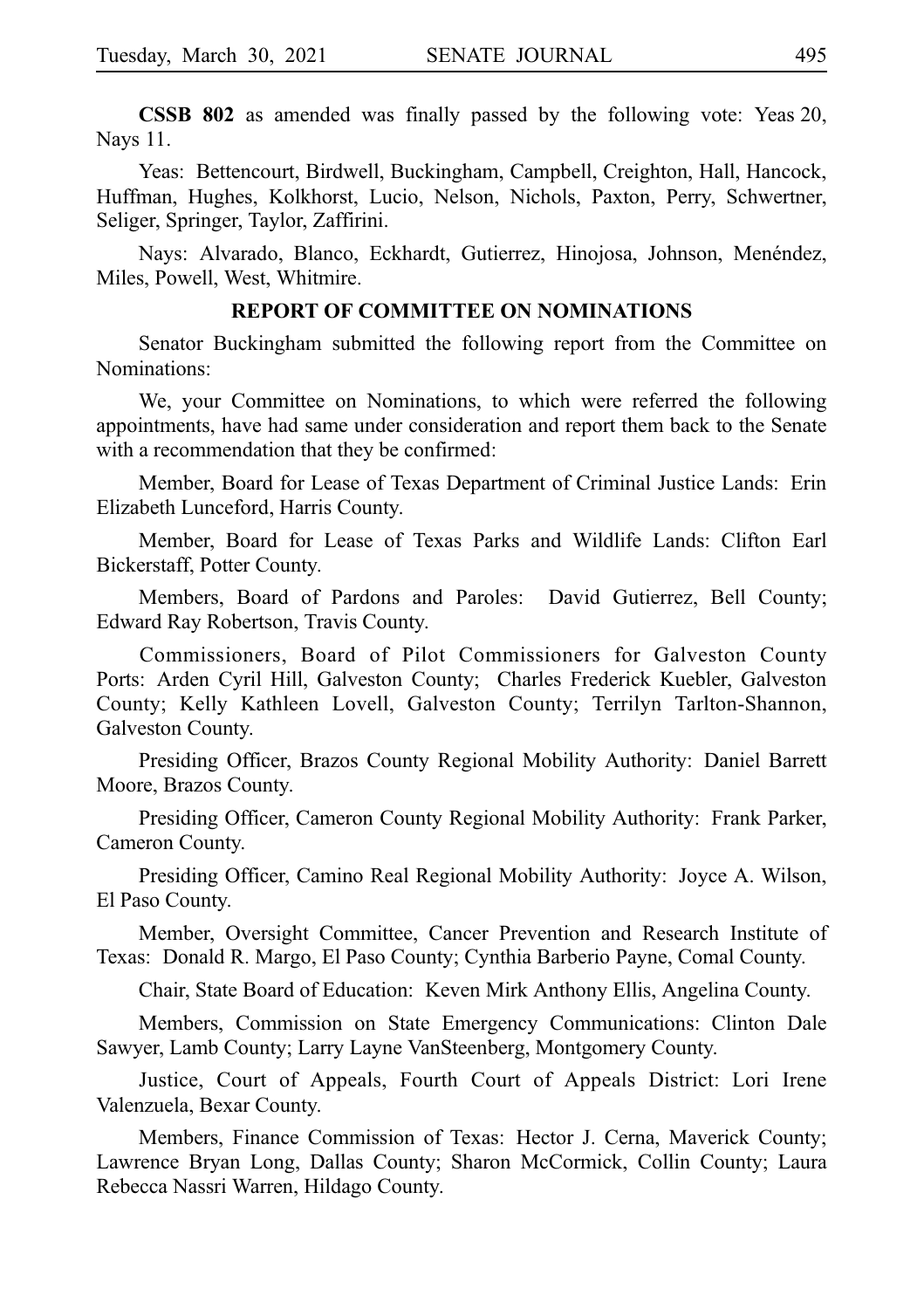**CSSB 802** as amended was finally passed by the following vote: Yeas 20, Nays 11.

Yeas: Bettencourt, Birdwell, Buckingham, Campbell, Creighton, Hall, Hancock, Huffman, Hughes, Kolkhorst, Lucio, Nelson, Nichols, Paxton, Perry, Schwertner, Seliger, Springer, Taylor, Zaffirini.

Nays: Alvarado, Blanco, Eckhardt, Gutierrez, Hinojosa, Johnson, Menéndez, Miles, Powell, West, Whitmire.

## REPORT OF COMMITTEE ON NOMINATIONS

Senator Buckingham submitted the following report from the Committee on Nominations:

We, your Committee on Nominations, to which were referred the following appointments, have had same under consideration and report them back to the Senate with a recommendation that they be confirmed:

Member, Board for Lease of Texas Department of Criminal Justice Lands: Erin Elizabeth Lunceford, Harris County.

Member, Board for Lease of Texas Parks and Wildlife Lands: Clifton Earl Bickerstaff, Potter County.

Members, Board of Pardons and Paroles: David Gutierrez, Bell County; Edward Ray Robertson, Travis County.

Commissioners, Board of Pilot Commissioners for Galveston County Ports: Arden Cyril Hill, Galveston County; Charles Frederick Kuebler, Galveston County; Kelly Kathleen Lovell, Galveston County; Terrilyn Tarlton-Shannon, Galveston County.

Presiding Officer, Brazos County Regional Mobility Authority: Daniel Barrett Moore, Brazos County.

Presiding Officer, Cameron County Regional Mobility Authority: Frank Parker, Cameron County.

Presiding Officer, Camino Real Regional Mobility Authority: Joyce A. Wilson, El Paso County.

Member, Oversight Committee, Cancer Prevention and Research Institute of Texas: Donald R. Margo, El Paso County; Cynthia Barberio Payne, Comal County.

Chair, State Board of Education: Keven Mirk Anthony Ellis, Angelina County.

Members, Commission on State Emergency Communications: Clinton Dale Sawyer, Lamb County; Larry Layne VanSteenberg, Montgomery County.

Justice, Court of Appeals, Fourth Court of Appeals District: Lori Irene Valenzuela, Bexar County.

Members, Finance Commission of Texas: Hector J. Cerna, Maverick County; Lawrence Bryan Long, Dallas County; Sharon McCormick, Collin County; Laura Rebecca Nassri Warren, Hildago County.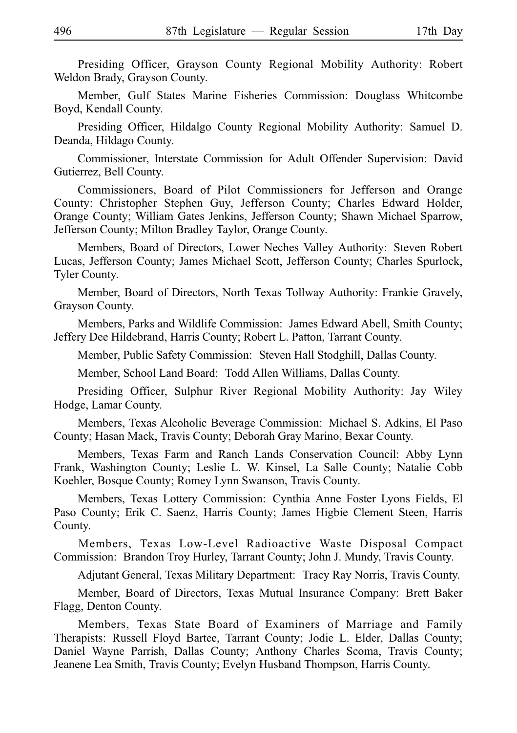Presiding Officer, Grayson County Regional Mobility Authority: Robert Weldon Brady, Grayson County.

Member, Gulf States Marine Fisheries Commission: Douglass Whitcombe Boyd, Kendall County.

Presiding Officer, Hildalgo County Regional Mobility Authority: Samuel D. Deanda, Hildago County.

Commissioner, Interstate Commission for Adult Offender Supervision: David Gutierrez, Bell County.

Commissioners, Board of Pilot Commissioners for Jefferson and Orange County: Christopher Stephen Guy, Jefferson County; Charles Edward Holder, Orange County; William Gates Jenkins, Jefferson County; Shawn Michael Sparrow, Jefferson County; Milton Bradley Taylor, Orange County.

Members, Board of Directors, Lower Neches Valley Authority: Steven Robert Lucas, Jefferson County; James Michael Scott, Jefferson County; Charles Spurlock, Tyler County.

Member, Board of Directors, North Texas Tollway Authority: Frankie Gravely, Grayson County.

Members, Parks and Wildlife Commission: James Edward Abell, Smith County; Jeffery Dee Hildebrand, Harris County; Robert L. Patton, Tarrant County.

Member, Public Safety Commission: Steven Hall Stodghill, Dallas County.

Member, School Land Board: Todd Allen Williams, Dallas County.

Presiding Officer, Sulphur River Regional Mobility Authority: Jay Wiley Hodge, Lamar County.

Members, Texas Alcoholic Beverage Commission: Michael S. Adkins, El Paso County; Hasan Mack, Travis County; Deborah Gray Marino, Bexar County.

Members, Texas Farm and Ranch Lands Conservation Council: Abby Lynn Frank, Washington County; Leslie L. W. Kinsel, La Salle County; Natalie Cobb Koehler, Bosque County; Romey Lynn Swanson, Travis County.

Members, Texas Lottery Commission: Cynthia Anne Foster Lyons Fields, El Paso County; Erik C. Saenz, Harris County; James Higbie Clement Steen, Harris County.

Members, Texas Low-Level Radioactive Waste Disposal Compact Commission: Brandon Troy Hurley, Tarrant County; John J. Mundy, Travis County.

Adjutant General, Texas Military Department: Tracy Ray Norris, Travis County.

Member, Board of Directors, Texas Mutual Insurance Company: Brett Baker Flagg, Denton County.

Members, Texas State Board of Examiners of Marriage and Family Therapists: Russell Floyd Bartee, Tarrant County; Jodie L. Elder, Dallas County; Daniel Wayne Parrish, Dallas County; Anthony Charles Scoma, Travis County; Jeanene Lea Smith, Travis County; Evelyn Husband Thompson, Harris County.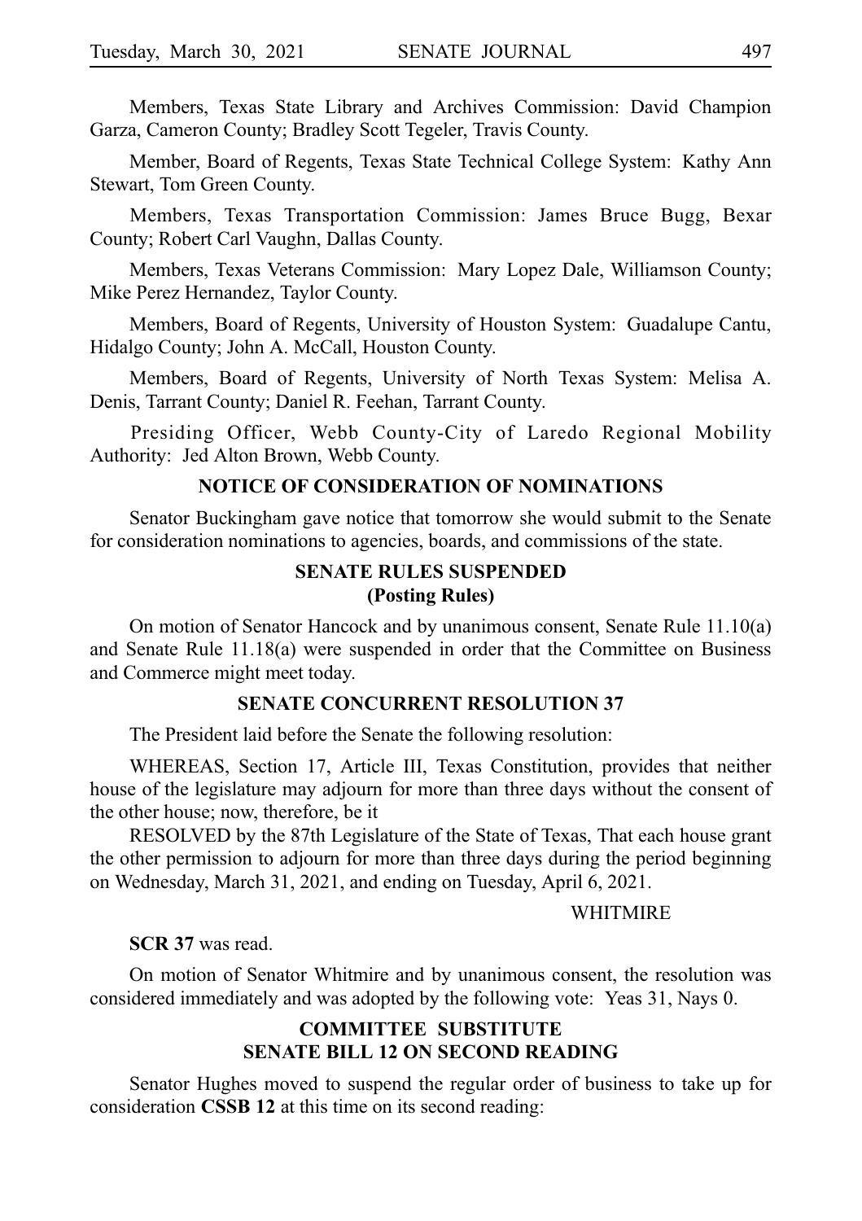Members, Texas State Library and Archives Commission: David Champion Garza, Cameron County; Bradley Scott Tegeler, Travis County.

Member, Board of Regents, Texas State Technical College System: Kathy Ann Stewart, Tom Green County.

Members, Texas Transportation Commission: James Bruce Bugg, Bexar County; Robert Carl Vaughn, Dallas County.

Members, Texas Veterans Commission: Mary Lopez Dale, Williamson County; Mike Perez Hernandez, Taylor County.

Members, Board of Regents, University of Houston System: Guadalupe Cantu, Hidalgo County; John A. McCall, Houston County.

Members, Board of Regents, University of North Texas System: Melisa A. Denis, Tarrant County; Daniel R. Feehan, Tarrant County.

Presiding Officer, Webb County-City of Laredo Regional Mobility Authority: Jed Alton Brown, Webb County.

## NOTICE OF CONSIDERATION OF NOMINATIONS

Senator Buckingham gave notice that tomorrow she would submit to the Senate for consideration nominations to agencies, boards, and commissions of the state.

## SENATE RULES SUSPENDED (Posting Rules)

On motion of Senator Hancock and by unanimous consent, Senate Rule 11.10(a) and Senate Rule 11.18(a) were suspended in order that the Committee on Business and Commerce might meet today.

## SENATE CONCURRENT RESOLUTION 37

The President laid before the Senate the following resolution:

WHEREAS, Section 17, Article III, Texas Constitution, provides that neither house of the legislature may adjourn for more than three days without the consent of the other house; now, therefore, be it

RESOLVED by the 87th Legislature of the State of Texas, That each house grant the other permission to adjourn for more than three days during the period beginning on Wednesday, March 31, 2021, and ending on Tuesday, April 6, 2021.

WHITMIRE

**SCR 37** was read.

On motion of Senator Whitmire and by unanimous consent, the resolution was considered immediately and was adopted by the following vote: Yeas 31, Nays 0.

## COMMITTEE SUBSTITUTE SENATE BILL 12 ON SECOND READING

Senator Hughes moved to suspend the regular order of business to take up for consideration **CSSB 12** at this time on its second reading: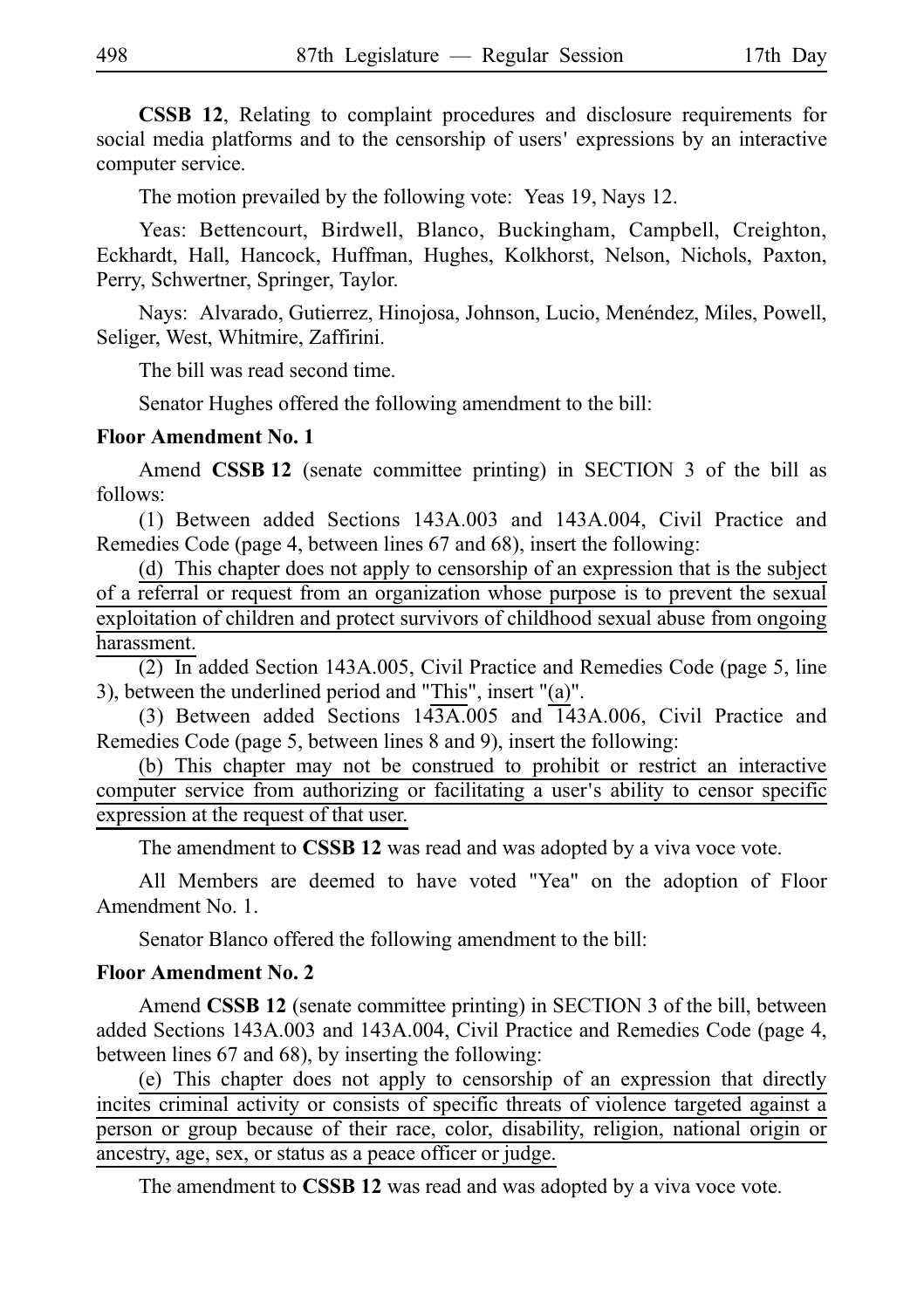**CSSB 12**, Relating to complaint procedures and disclosure requirements for social media platforms and to the censorship of users' expressions by an interactive computer service.

The motion prevailed by the following vote: Yeas 19, Nays 12.

Yeas: Bettencourt, Birdwell, Blanco, Buckingham, Campbell, Creighton, Eckhardt, Hall, Hancock, Huffman, Hughes, Kolkhorst, Nelson, Nichols, Paxton, Perry, Schwertner, Springer, Taylor.

Nays: Alvarado, Gutierrez, Hinojosa, Johnson, Lucio, Menéndez, Miles, Powell, Seliger, West, Whitmire, Zaffirini.

The bill was read second time.

Senator Hughes offered the following amendment to the bill:

**Floor Amendment No. 1**

Amend **CSSB 12** (senate committee printing) in SECTION 3 of the bill as follows:

(1) Between added Sections 143A.003 and 143A.004, Civil Practice and Remedies Code (page 4, between lines 67 and 68), insert the following:

(d) This chapter does not apply to censorship of an expression that is the subject of a referral or request from an organization whose purpose is to prevent the sexual exploitation of children and protect survivors of childhood sexual abuse from ongoing harassment.

(2) In added Section 143A.005, Civil Practice and Remedies Code (page 5, line 3), between the underlined period and "This", insert "(a)".

(3) Between added Sections 143A.005 and 143A.006, Civil Practice and Remedies Code (page 5, between lines 8 and 9), insert the following:

(b) This chapter may not be construed to prohibit or restrict an interactive computer service from authorizing or facilitating a user's ability to censor specific expression at the request of that user.

The amendment to **CSSB 12** was read and was adopted by a viva voce vote.

All Members are deemed to have voted "Yea" on the adoption of Floor Amendment No. 1.

Senator Blanco offered the following amendment to the bill:

**Floor Amendment No. 2**

Amend **CSSB 12** (senate committee printing) in SECTION 3 of the bill, between added Sections 143A.003 and 143A.004, Civil Practice and Remedies Code (page 4, between lines 67 and 68), by inserting the following:

(e) This chapter does not apply to censorship of an expression that directly incites criminal activity or consists of specific threats of violence targeted against a person or group because of their race, color, disability, religion, national origin or ancestry, age, sex, or status as a peace officer or judge.

The amendment to **CSSB 12** was read and was adopted by a viva voce vote.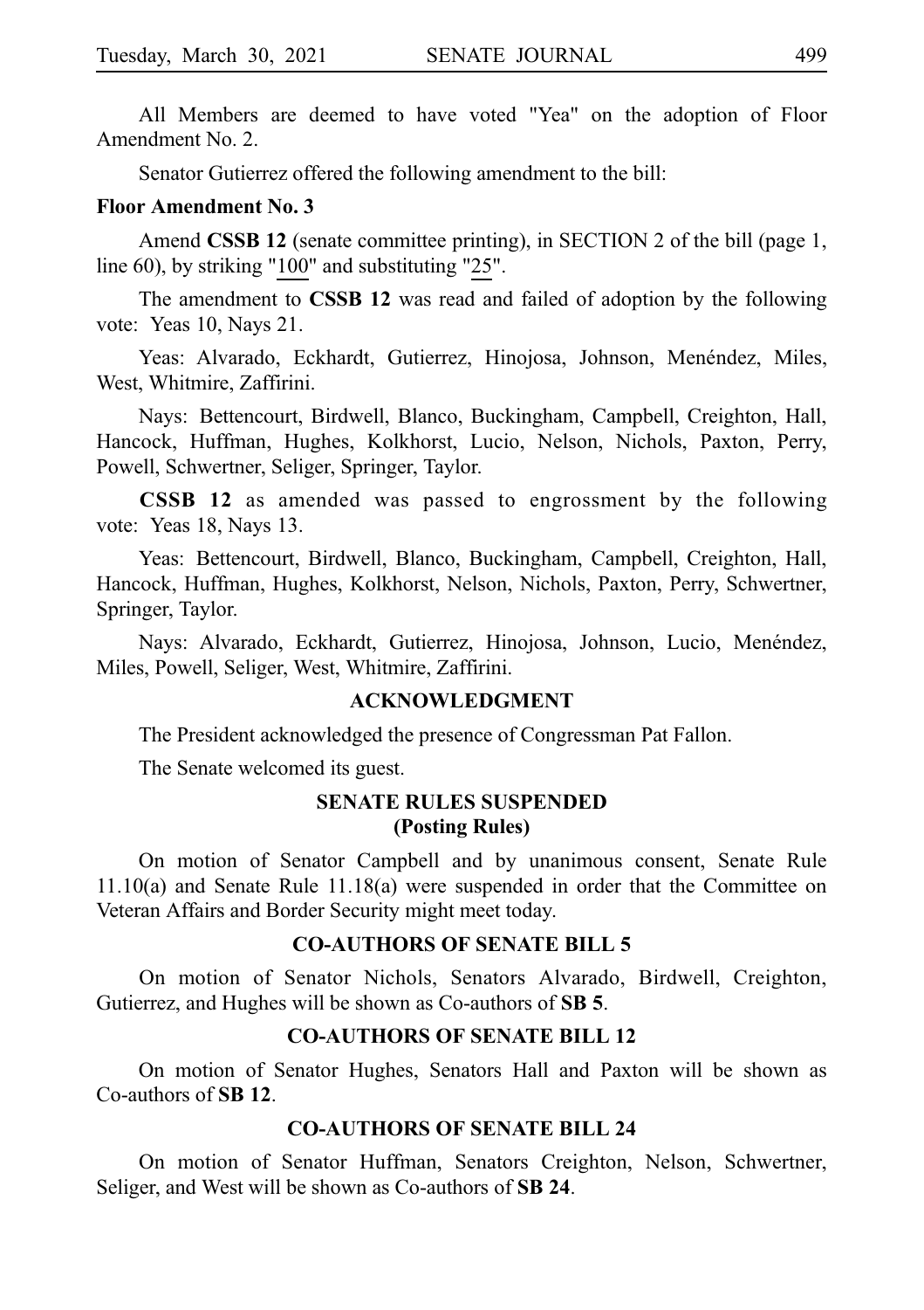All Members are deemed to have voted "Yea" on the adoption of Floor Amendment No. 2.

Senator Gutierrez offered the following amendment to the bill:

**Floor Amendment No. 3**

Amend **CSSB 12** (senate committee printing), in SECTION 2 of the bill (page 1, line 60), by striking "100" and substituting "25".

The amendment to **CSSB 12** was read and failed of adoption by the following vote: Yeas 10, Nays 21.

Yeas: Alvarado, Eckhardt, Gutierrez, Hinojosa, Johnson, Menéndez, Miles, West, Whitmire, Zaffirini.

Nays: Bettencourt, Birdwell, Blanco, Buckingham, Campbell, Creighton, Hall, Hancock, Huffman, Hughes, Kolkhorst, Lucio, Nelson, Nichols, Paxton, Perry, Powell, Schwertner, Seliger, Springer, Taylor.

**CSSB 12** as amended was passed to engrossment by the following vote: Yeas 18, Nays 13.

Yeas: Bettencourt, Birdwell, Blanco, Buckingham, Campbell, Creighton, Hall, Hancock, Huffman, Hughes, Kolkhorst, Nelson, Nichols, Paxton, Perry, Schwertner, Springer, Taylor.

Nays: Alvarado, Eckhardt, Gutierrez, Hinojosa, Johnson, Lucio, Menéndez, Miles, Powell, Seliger, West, Whitmire, Zaffirini.

## ACKNOWLEDGMENT

The President acknowledged the presence of Congressman Pat Fallon.

The Senate welcomed its guest.

## SENATE RULES SUSPENDED (Posting Rules)

On motion of Senator Campbell and by unanimous consent, Senate Rule 11.10(a) and Senate Rule 11.18(a) were suspended in order that the Committee on Veteran Affairs and Border Security might meet today.

## CO-AUTHORS OF SENATE BILL 5

On motion of Senator Nichols, Senators Alvarado, Birdwell, Creighton, Gutierrez, and Hughes will be shown as Co-authors of **SB 5**.

## CO-AUTHORS OF SENATE BILL 12

On motion of Senator Hughes, Senators Hall and Paxton will be shown as Co-authors of **SB 12**.

## CO-AUTHORS OF SENATE BILL 24

On motion of Senator Huffman, Senators Creighton, Nelson, Schwertner, Seliger, and West will be shown as Co-authors of **SB 24**.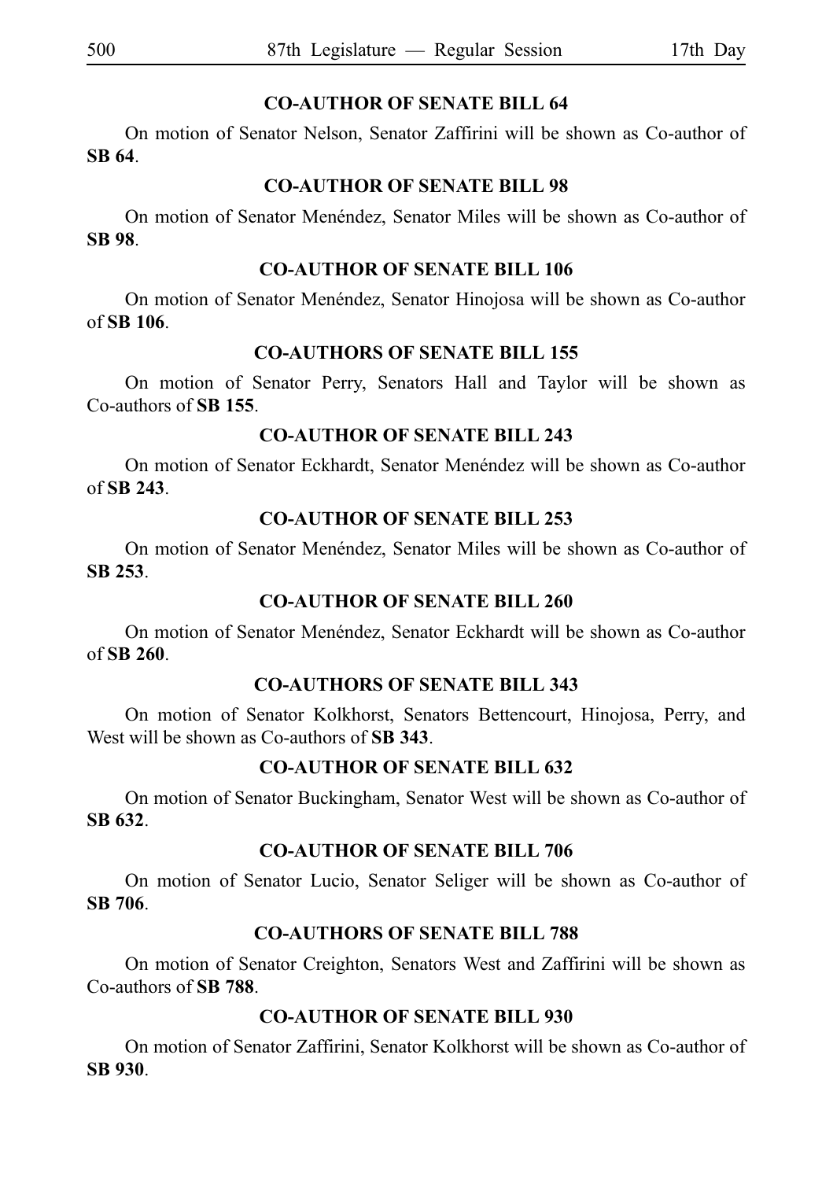## CO-AUTHOR OF SENATE BILL 64

On motion of Senator Nelson, Senator Zaffirini will be shown as Co-author of **SB 64**.

## CO-AUTHOR OF SENATE BILL 98

On motion of Senator Menéndez, Senator Miles will be shown as Co-author of **SB 98**.

## CO-AUTHOR OF SENATE BILL 106

On motion of Senator Menéndez, Senator Hinojosa will be shown as Co-author of **SB 106**.

## CO-AUTHORS OF SENATE BILL 155

On motion of Senator Perry, Senators Hall and Taylor will be shown as Co-authors of **SB 155**.

## CO-AUTHOR OF SENATE BILL 243

On motion of Senator Eckhardt, Senator Menéndez will be shown as Co-author of **SB 243**.

## CO-AUTHOR OF SENATE BILL 253

On motion of Senator Menéndez, Senator Miles will be shown as Co-author of **SB 253**.

## CO-AUTHOR OF SENATE BILL 260

On motion of Senator Menéndez, Senator Eckhardt will be shown as Co-author of **SB 260**.

## CO-AUTHORS OF SENATE BILL 343

On motion of Senator Kolkhorst, Senators Bettencourt, Hinojosa, Perry, and West will be shown as Co-authors of **SB 343**.

## CO-AUTHOR OF SENATE BILL 632

On motion of Senator Buckingham, Senator West will be shown as Co-author of **SB 632**.

## CO-AUTHOR OF SENATE BILL 706

On motion of Senator Lucio, Senator Seliger will be shown as Co-author of **SB 706**.

## CO-AUTHORS OF SENATE BILL 788

On motion of Senator Creighton, Senators West and Zaffirini will be shown as Co-authors of **SB 788**.

## CO-AUTHOR OF SENATE BILL 930

On motion of Senator Zaffirini, Senator Kolkhorst will be shown as Co-author of **SB 930**.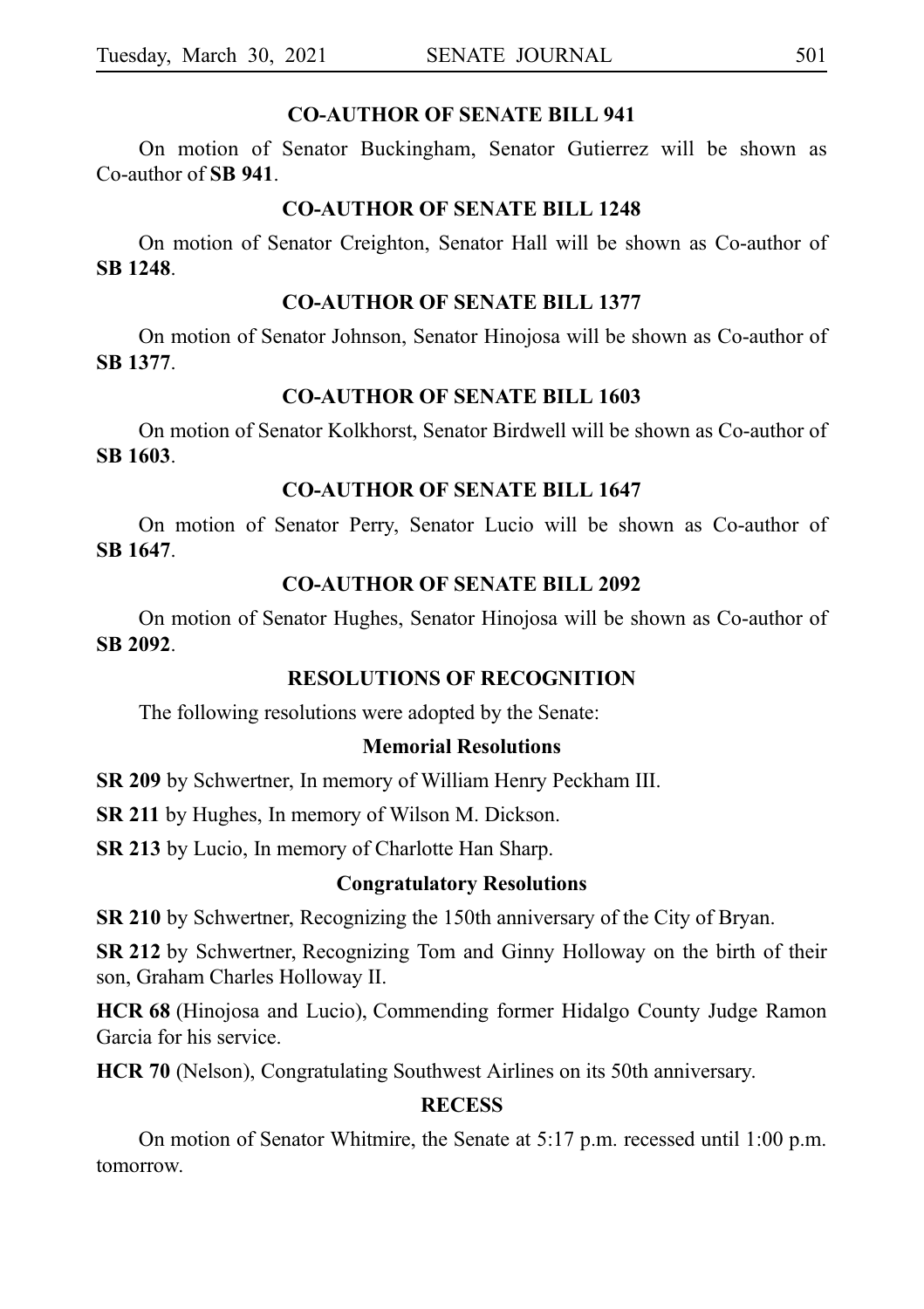## CO-AUTHOR OF SENATE BILL 941

On motion of Senator Buckingham, Senator Gutierrez will be shown as Co-author of **SB 941**.

## CO-AUTHOR OF SENATE BILL 1248

On motion of Senator Creighton, Senator Hall will be shown as Co-author of **SB 1248**.

## CO-AUTHOR OF SENATE BILL 1377

On motion of Senator Johnson, Senator Hinojosa will be shown as Co-author of **SB 1377**.

## CO-AUTHOR OF SENATE BILL 1603

On motion of Senator Kolkhorst, Senator Birdwell will be shown as Co-author of **SB 1603**.

## CO-AUTHOR OF SENATE BILL 1647

On motion of Senator Perry, Senator Lucio will be shown as Co-author of **SB 1647**.

## CO-AUTHOR OF SENATE BILL 2092

On motion of Senator Hughes, Senator Hinojosa will be shown as Co-author of **SB 2092**.

## RESOLUTIONS OF RECOGNITION

The following resolutions were adopted by the Senate:

### Memorial Resolutions

**SR 209** by Schwertner, In memory of William Henry Peckham III.

**SR 211** by Hughes, In memory of Wilson M. Dickson.

**SR 213** by Lucio, In memory of Charlotte Han Sharp.

### Congratulatory Resolutions

**SR 210** by Schwertner, Recognizing the 150th anniversary of the City of Bryan.

**SR 212** by Schwertner, Recognizing Tom and Ginny Holloway on the birth of their son, Graham Charles Holloway II.

**HCR 68** (Hinojosa and Lucio), Commending former Hidalgo County Judge Ramon Garcia for his service.

**HCR 70** (Nelson), Congratulating Southwest Airlines on its 50th anniversary.

## RECESS

On motion of Senator Whitmire, the Senate at 5:17 p.m. recessed until 1:00 p.m. tomorrow.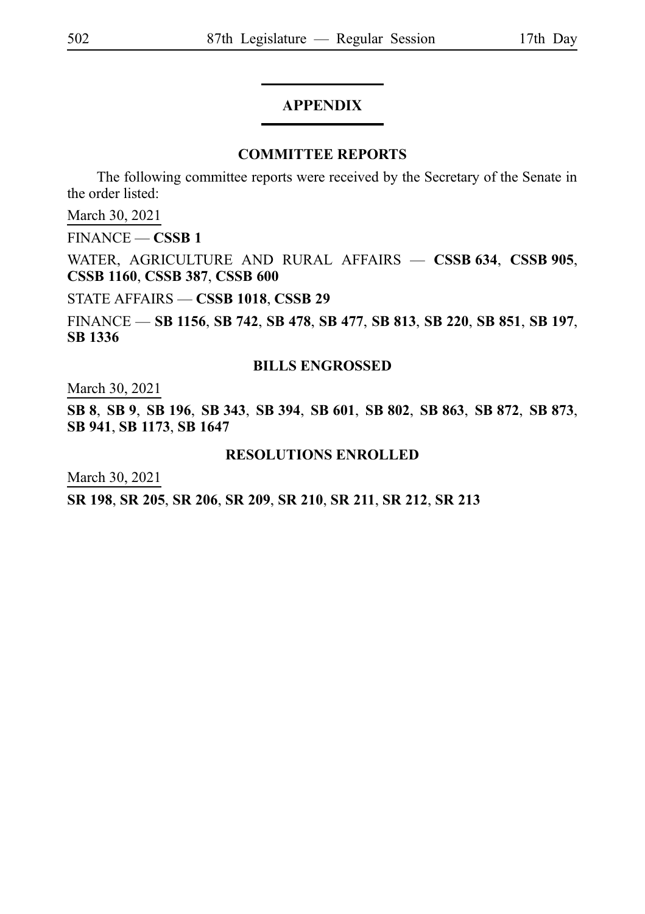## APPENDIX

### COMMITTEE REPORTS

The following committee reports were received by the Secretary of the Senate in the order listed:

March 30, 2021

FINANCE — **CSSB 1**

WATER, AGRICULTURE AND RURAL AFFAIRS — **CSSB 634**, **CSSB 905**, **CSSB 1160**, **CSSB 387**, **CSSB 600**

STATE AFFAIRS — **CSSB 1018**, **CSSB 29**

FINANCE — **SB 1156**, **SB 742**, **SB 478**, **SB 477**, **SB 813**, **SB 220**, **SB 851**, **SB 197**, **SB 1336**

### BILLS ENGROSSED

March 30, 2021

**SB 8**, **SB 9**, **SB 196**, **SB 343**, **SB 394**, **SB 601**, **SB 802**, **SB 863**, **SB 872**, **SB 873**, **SB 941**, **SB 1173**, **SB 1647**

### RESOLUTIONS ENROLLED

March 30, 2021

**SR 198**, **SR 205**, **SR 206**, **SR 209**, **SR 210**, **SR 211**, **SR 212**, **SR 213**